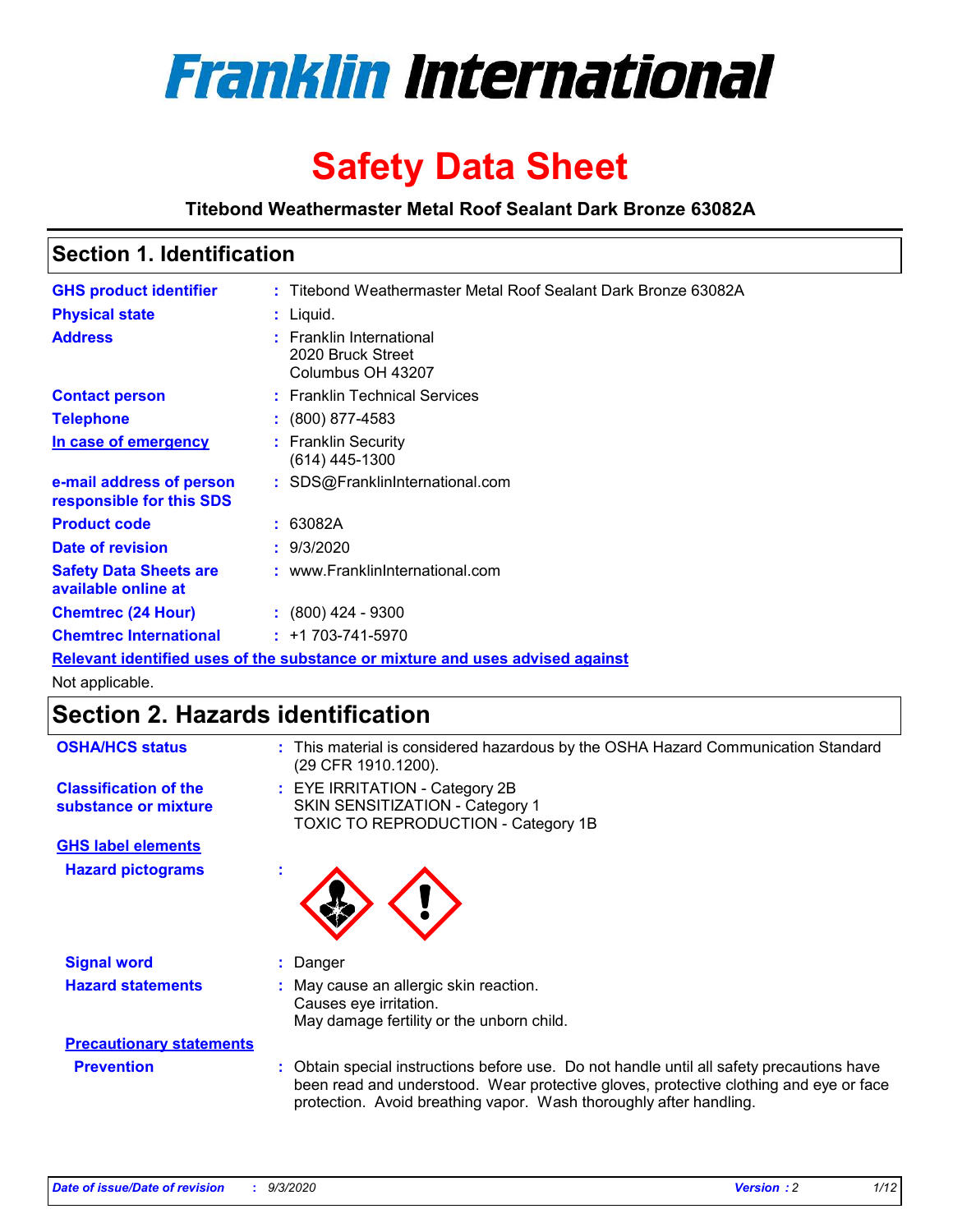# Franklin International

# Safety Data Sheet

**Titebond Weathermaster Metal Roof Sealant Dark Bronze 63082A**

## Section 1. Identification

| | | |
|---|---|---|
| **GHS product identifier** | : | Titebond Weathermaster Metal Roof Sealant Dark Bronze 63082A |
| **Physical state** | : | Liquid. |
| **Address** | : | Franklin International<br>2020 Bruck Street<br>Columbus OH 43207 |
| **Contact person** | : | Franklin Technical Services |
| **Telephone** | : | (800) 877-4583 |
| **In case of emergency** | : | Franklin Security<br>(614) 445-1300 |
| **e-mail address of person responsible for this SDS** | : | SDS@FranklinInternational.com |
| **Product code** | : | 63082A |
| **Date of revision** | : | 9/3/2020 |
| **Safety Data Sheets are available online at** | : | www.FranklinInternational.com |
| **Chemtrec (24 Hour)** | : | (800) 424 - 9300 |
| **Chemtrec International** | : | +1 703-741-5970 |

**Relevant identified uses of the substance or mixture and uses advised against**

Not applicable.

## Section 2. Hazards identification

| | | |
|---|---|---|
| **OSHA/HCS status** | : | This material is considered hazardous by the OSHA Hazard Communication Standard (29 CFR 1910.1200). |
| **Classification of the substance or mixture** | : | EYE IRRITATION - Category 2B<br>SKIN SENSITIZATION - Category 1<br>TOXIC TO REPRODUCTION - Category 1B |

**GHS label elements**

| | | |
|---|---|---|
| **Hazard pictograms** | : | |
| **Signal word** | : | Danger |
| **Hazard statements** | : | May cause an allergic skin reaction.<br>Causes eye irritation.<br>May damage fertility or the unborn child. |

**Precautionary statements**

| | | |
|---|---|---|
| **Prevention** | : | Obtain special instructions before use. Do not handle until all safety precautions have been read and understood. Wear protective gloves, protective clothing and eye or face protection. Avoid breathing vapor. Wash thoroughly after handling. |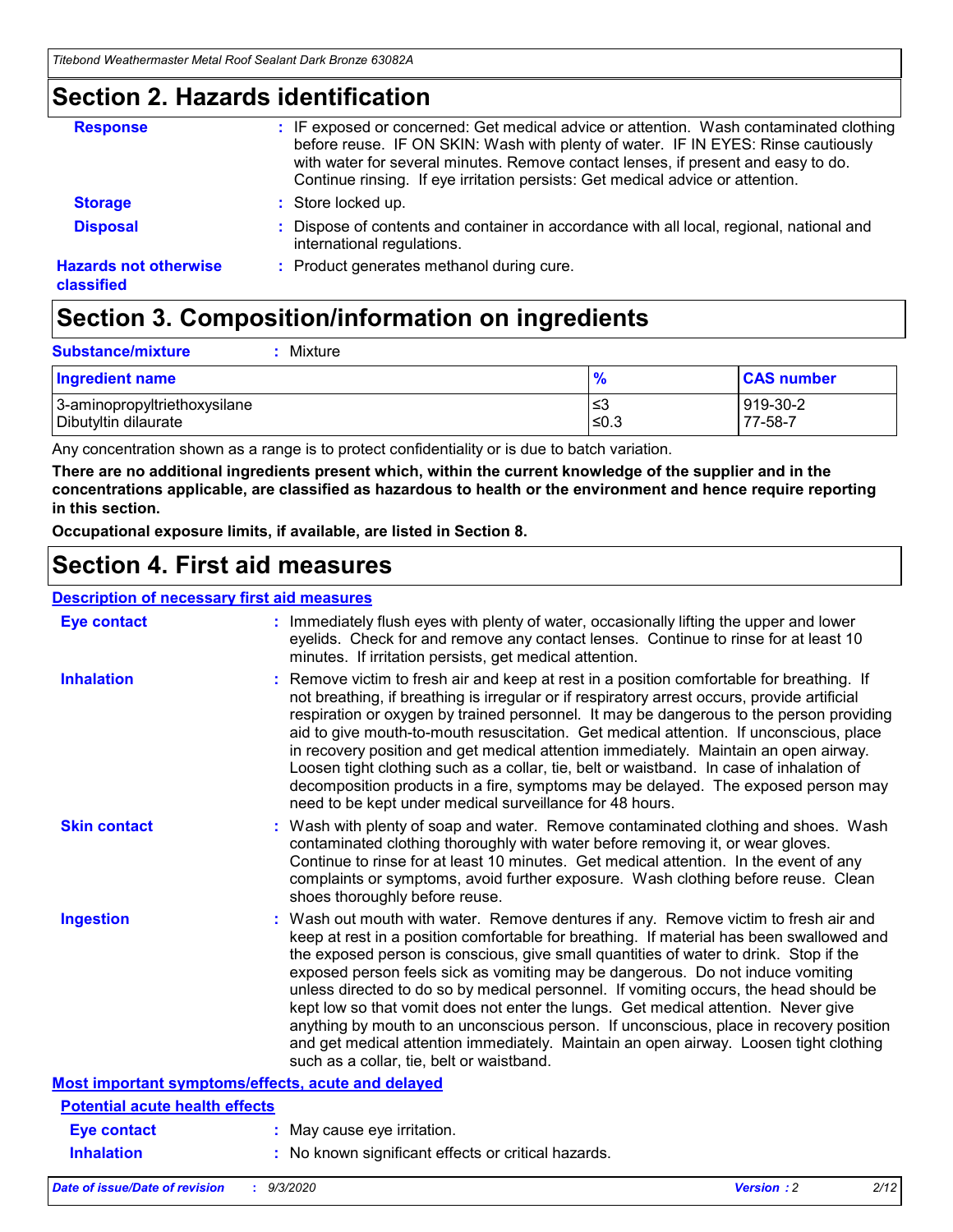## Section 2. Hazards identification

**Response** : IF exposed or concerned: Get medical advice or attention. Wash contaminated clothing before reuse. IF ON SKIN: Wash with plenty of water. IF IN EYES: Rinse cautiously with water for several minutes. Remove contact lenses, if present and easy to do. Continue rinsing. If eye irritation persists: Get medical advice or attention.

**Storage** : Store locked up.

**Disposal** : Dispose of contents and container in accordance with all local, regional, national and international regulations.

**Hazards not otherwise classified** : Product generates methanol during cure.

## Section 3. Composition/information on ingredients

**Substance/mixture** : Mixture

| Ingredient name | % | CAS number |
|---|---|---|
| 3-aminopropyltriethoxysilane | ≤3 | 919-30-2 |
| Dibutyltin dilaurate | ≤0.3 | 77-58-7 |

Any concentration shown as a range is to protect confidentiality or is due to batch variation.

**There are no additional ingredients present which, within the current knowledge of the supplier and in the concentrations applicable, are classified as hazardous to health or the environment and hence require reporting in this section.**

**Occupational exposure limits, if available, are listed in Section 8.**

## Section 4. First aid measures

### Description of necessary first aid measures

**Eye contact** : Immediately flush eyes with plenty of water, occasionally lifting the upper and lower eyelids. Check for and remove any contact lenses. Continue to rinse for at least 10 minutes. If irritation persists, get medical attention.

**Inhalation** : Remove victim to fresh air and keep at rest in a position comfortable for breathing. If not breathing, if breathing is irregular or if respiratory arrest occurs, provide artificial respiration or oxygen by trained personnel. It may be dangerous to the person providing aid to give mouth-to-mouth resuscitation. Get medical attention. If unconscious, place in recovery position and get medical attention immediately. Maintain an open airway. Loosen tight clothing such as a collar, tie, belt or waistband. In case of inhalation of decomposition products in a fire, symptoms may be delayed. The exposed person may need to be kept under medical surveillance for 48 hours.

**Skin contact** : Wash with plenty of soap and water. Remove contaminated clothing and shoes. Wash contaminated clothing thoroughly with water before removing it, or wear gloves. Continue to rinse for at least 10 minutes. Get medical attention. In the event of any complaints or symptoms, avoid further exposure. Wash clothing before reuse. Clean shoes thoroughly before reuse.

**Ingestion** : Wash out mouth with water. Remove dentures if any. Remove victim to fresh air and keep at rest in a position comfortable for breathing. If material has been swallowed and the exposed person is conscious, give small quantities of water to drink. Stop if the exposed person feels sick as vomiting may be dangerous. Do not induce vomiting unless directed to do so by medical personnel. If vomiting occurs, the head should be kept low so that vomit does not enter the lungs. Get medical attention. Never give anything by mouth to an unconscious person. If unconscious, place in recovery position and get medical attention immediately. Maintain an open airway. Loosen tight clothing such as a collar, tie, belt or waistband.

### Most important symptoms/effects, acute and delayed

#### Potential acute health effects

**Eye contact** : May cause eye irritation.

**Inhalation** : No known significant effects or critical hazards.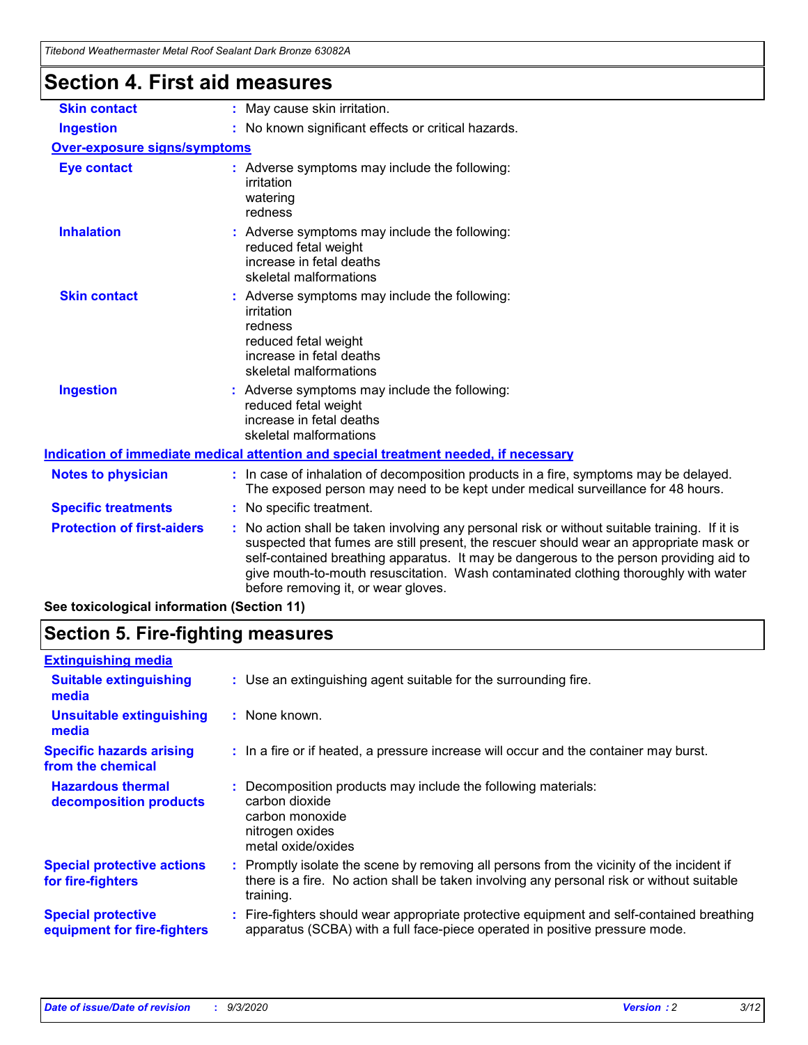# Section 4. First aid measures

| | |
|---|---|
| **Skin contact** | : May cause skin irritation. |
| **Ingestion** | : No known significant effects or critical hazards. |

**Over-exposure signs/symptoms**

| | |
|---|---|
| **Eye contact** | : Adverse symptoms may include the following:<br>irritation<br>watering<br>redness |
| **Inhalation** | : Adverse symptoms may include the following:<br>reduced fetal weight<br>increase in fetal deaths<br>skeletal malformations |
| **Skin contact** | : Adverse symptoms may include the following:<br>irritation<br>redness<br>reduced fetal weight<br>increase in fetal deaths<br>skeletal malformations |
| **Ingestion** | : Adverse symptoms may include the following:<br>reduced fetal weight<br>increase in fetal deaths<br>skeletal malformations |

**Indication of immediate medical attention and special treatment needed, if necessary**

| | |
|---|---|
| **Notes to physician** | : In case of inhalation of decomposition products in a fire, symptoms may be delayed. The exposed person may need to be kept under medical surveillance for 48 hours. |
| **Specific treatments** | : No specific treatment. |
| **Protection of first-aiders** | : No action shall be taken involving any personal risk or without suitable training. If it is suspected that fumes are still present, the rescuer should wear an appropriate mask or self-contained breathing apparatus. It may be dangerous to the person providing aid to give mouth-to-mouth resuscitation. Wash contaminated clothing thoroughly with water before removing it, or wear gloves. |

**See toxicological information (Section 11)**

# Section 5. Fire-fighting measures

**Extinguishing media**

| | |
|---|---|
| **Suitable extinguishing media** | : Use an extinguishing agent suitable for the surrounding fire. |
| **Unsuitable extinguishing media** | : None known. |
| **Specific hazards arising from the chemical** | : In a fire or if heated, a pressure increase will occur and the container may burst. |
| **Hazardous thermal decomposition products** | : Decomposition products may include the following materials:<br>carbon dioxide<br>carbon monoxide<br>nitrogen oxides<br>metal oxide/oxides |
| **Special protective actions for fire-fighters** | : Promptly isolate the scene by removing all persons from the vicinity of the incident if there is a fire. No action shall be taken involving any personal risk or without suitable training. |
| **Special protective equipment for fire-fighters** | : Fire-fighters should wear appropriate protective equipment and self-contained breathing apparatus (SCBA) with a full face-piece operated in positive pressure mode. |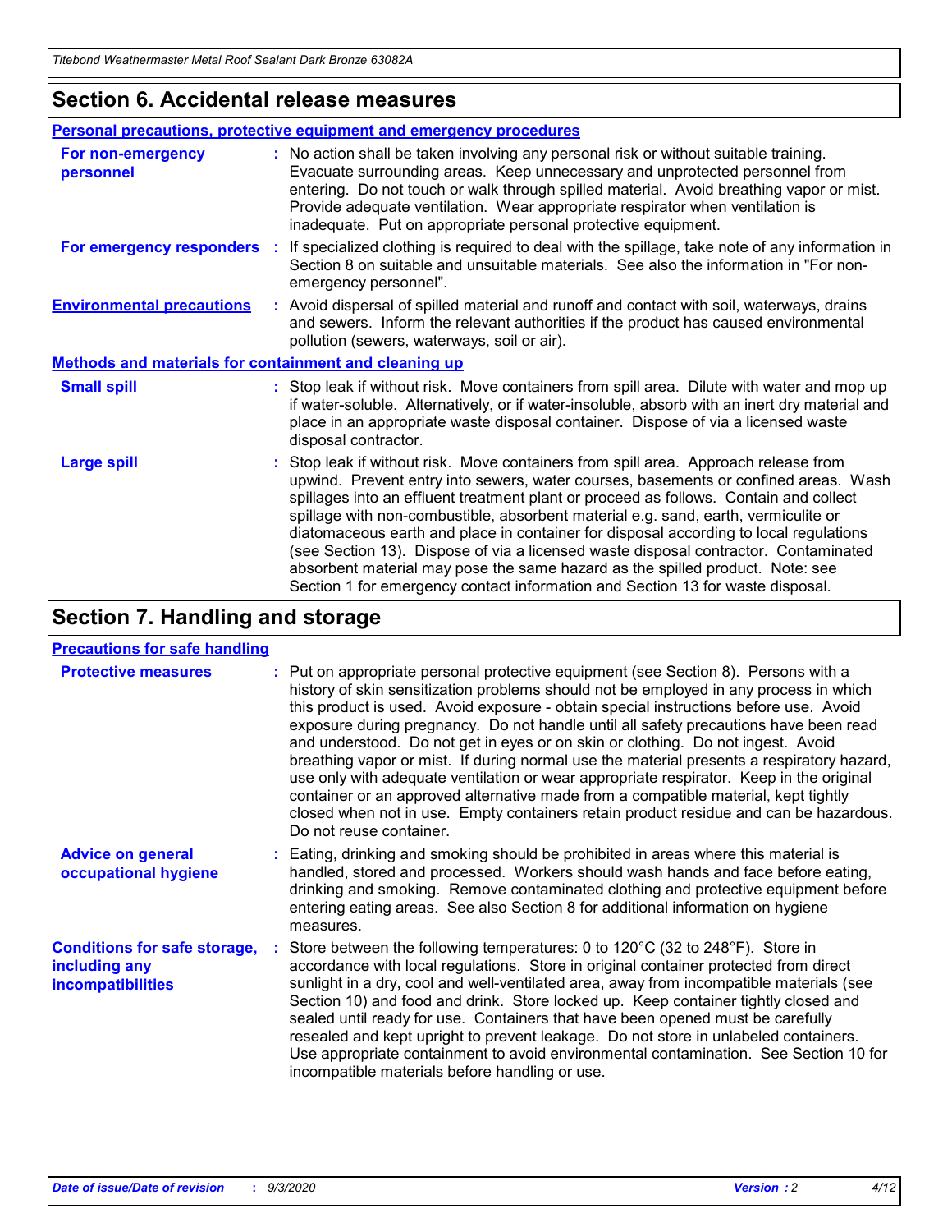## Section 6. Accidental release measures

### Personal precautions, protective equipment and emergency procedures

**For non-emergency personnel** : No action shall be taken involving any personal risk or without suitable training. Evacuate surrounding areas. Keep unnecessary and unprotected personnel from entering. Do not touch or walk through spilled material. Avoid breathing vapor or mist. Provide adequate ventilation. Wear appropriate respirator when ventilation is inadequate. Put on appropriate personal protective equipment.

**For emergency responders** : If specialized clothing is required to deal with the spillage, take note of any information in Section 8 on suitable and unsuitable materials. See also the information in "For non-emergency personnel".

**Environmental precautions** : Avoid dispersal of spilled material and runoff and contact with soil, waterways, drains and sewers. Inform the relevant authorities if the product has caused environmental pollution (sewers, waterways, soil or air).

### Methods and materials for containment and cleaning up

**Small spill** : Stop leak if without risk. Move containers from spill area. Dilute with water and mop up if water-soluble. Alternatively, or if water-insoluble, absorb with an inert dry material and place in an appropriate waste disposal container. Dispose of via a licensed waste disposal contractor.

**Large spill** : Stop leak if without risk. Move containers from spill area. Approach release from upwind. Prevent entry into sewers, water courses, basements or confined areas. Wash spillages into an effluent treatment plant or proceed as follows. Contain and collect spillage with non-combustible, absorbent material e.g. sand, earth, vermiculite or diatomaceous earth and place in container for disposal according to local regulations (see Section 13). Dispose of via a licensed waste disposal contractor. Contaminated absorbent material may pose the same hazard as the spilled product. Note: see Section 1 for emergency contact information and Section 13 for waste disposal.

## Section 7. Handling and storage

### Precautions for safe handling

**Protective measures** : Put on appropriate personal protective equipment (see Section 8). Persons with a history of skin sensitization problems should not be employed in any process in which this product is used. Avoid exposure - obtain special instructions before use. Avoid exposure during pregnancy. Do not handle until all safety precautions have been read and understood. Do not get in eyes or on skin or clothing. Do not ingest. Avoid breathing vapor or mist. If during normal use the material presents a respiratory hazard, use only with adequate ventilation or wear appropriate respirator. Keep in the original container or an approved alternative made from a compatible material, kept tightly closed when not in use. Empty containers retain product residue and can be hazardous. Do not reuse container.

**Advice on general occupational hygiene** : Eating, drinking and smoking should be prohibited in areas where this material is handled, stored and processed. Workers should wash hands and face before eating, drinking and smoking. Remove contaminated clothing and protective equipment before entering eating areas. See also Section 8 for additional information on hygiene measures.

**Conditions for safe storage, including any incompatibilities** : Store between the following temperatures: 0 to 120°C (32 to 248°F). Store in accordance with local regulations. Store in original container protected from direct sunlight in a dry, cool and well-ventilated area, away from incompatible materials (see Section 10) and food and drink. Store locked up. Keep container tightly closed and sealed until ready for use. Containers that have been opened must be carefully resealed and kept upright to prevent leakage. Do not store in unlabeled containers. Use appropriate containment to avoid environmental contamination. See Section 10 for incompatible materials before handling or use.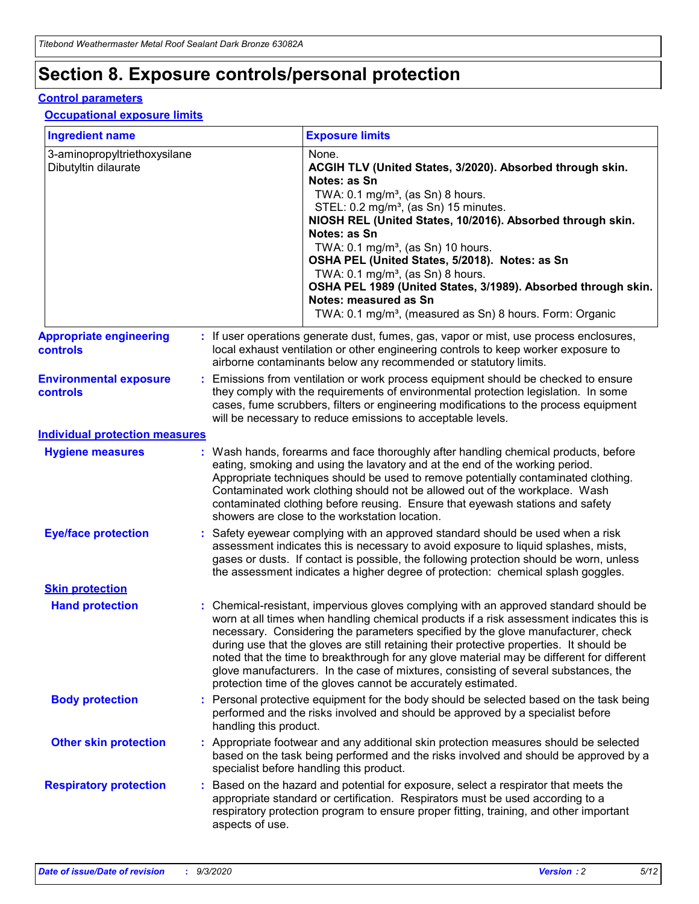# Section 8. Exposure controls/personal protection

## Control parameters

### Occupational exposure limits

| Ingredient name | Exposure limits |
| --- | --- |
| 3-aminopropyltriethoxysilane | None. |
| Dibutyltin dilaurate | **ACGIH TLV (United States, 3/2020). Absorbed through skin. Notes: as Sn**<br>TWA: 0.1 mg/m³, (as Sn) 8 hours.<br>STEL: 0.2 mg/m³, (as Sn) 15 minutes.<br>**NIOSH REL (United States, 10/2016). Absorbed through skin. Notes: as Sn**<br>TWA: 0.1 mg/m³, (as Sn) 10 hours.<br>**OSHA PEL (United States, 5/2018). Notes: as Sn**<br>TWA: 0.1 mg/m³, (as Sn) 8 hours.<br>**OSHA PEL 1989 (United States, 3/1989). Absorbed through skin. Notes: measured as Sn**<br>TWA: 0.1 mg/m³, (measured as Sn) 8 hours. Form: Organic |

**Appropriate engineering controls** : If user operations generate dust, fumes, gas, vapor or mist, use process enclosures, local exhaust ventilation or other engineering controls to keep worker exposure to airborne contaminants below any recommended or statutory limits.

**Environmental exposure controls** : Emissions from ventilation or work process equipment should be checked to ensure they comply with the requirements of environmental protection legislation. In some cases, fume scrubbers, filters or engineering modifications to the process equipment will be necessary to reduce emissions to acceptable levels.

## Individual protection measures

**Hygiene measures** : Wash hands, forearms and face thoroughly after handling chemical products, before eating, smoking and using the lavatory and at the end of the working period. Appropriate techniques should be used to remove potentially contaminated clothing. Contaminated work clothing should not be allowed out of the workplace. Wash contaminated clothing before reusing. Ensure that eyewash stations and safety showers are close to the workstation location.

**Eye/face protection** : Safety eyewear complying with an approved standard should be used when a risk assessment indicates this is necessary to avoid exposure to liquid splashes, mists, gases or dusts. If contact is possible, the following protection should be worn, unless the assessment indicates a higher degree of protection: chemical splash goggles.

### Skin protection

**Hand protection** : Chemical-resistant, impervious gloves complying with an approved standard should be worn at all times when handling chemical products if a risk assessment indicates this is necessary. Considering the parameters specified by the glove manufacturer, check during use that the gloves are still retaining their protective properties. It should be noted that the time to breakthrough for any glove material may be different for different glove manufacturers. In the case of mixtures, consisting of several substances, the protection time of the gloves cannot be accurately estimated.

**Body protection** : Personal protective equipment for the body should be selected based on the task being performed and the risks involved and should be approved by a specialist before handling this product.

**Other skin protection** : Appropriate footwear and any additional skin protection measures should be selected based on the task being performed and the risks involved and should be approved by a specialist before handling this product.

**Respiratory protection** : Based on the hazard and potential for exposure, select a respirator that meets the appropriate standard or certification. Respirators must be used according to a respiratory protection program to ensure proper fitting, training, and other important aspects of use.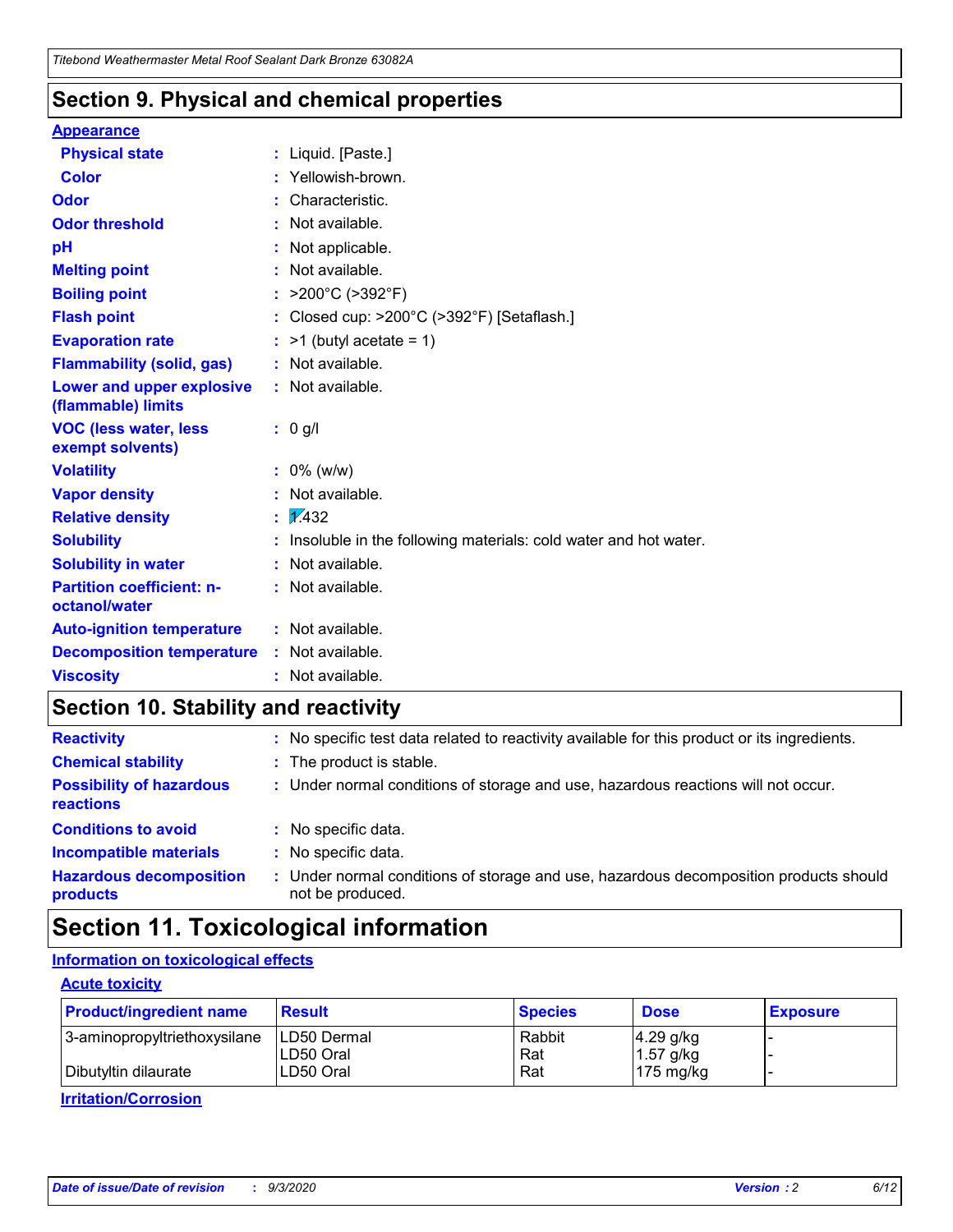## Section 9. Physical and chemical properties

**Appearance**

| | |
|---|---|
| **Physical state** | : Liquid. [Paste.] |
| **Color** | : Yellowish-brown. |
| **Odor** | : Characteristic. |
| **Odor threshold** | : Not available. |
| **pH** | : Not applicable. |
| **Melting point** | : Not available. |
| **Boiling point** | : >200°C (>392°F) |
| **Flash point** | : Closed cup: >200°C (>392°F) [Setaflash.] |
| **Evaporation rate** | : >1 (butyl acetate = 1) |
| **Flammability (solid, gas)** | : Not available. |
| **Lower and upper explosive (flammable) limits** | : Not available. |
| **VOC (less water, less exempt solvents)** | : 0 g/l |
| **Volatility** | : 0% (w/w) |
| **Vapor density** | : Not available. |
| **Relative density** | : 1.432 |
| **Solubility** | : Insoluble in the following materials: cold water and hot water. |
| **Solubility in water** | : Not available. |
| **Partition coefficient: n-octanol/water** | : Not available. |
| **Auto-ignition temperature** | : Not available. |
| **Decomposition temperature** | : Not available. |
| **Viscosity** | : Not available. |

## Section 10. Stability and reactivity

| | |
|---|---|
| **Reactivity** | : No specific test data related to reactivity available for this product or its ingredients. |
| **Chemical stability** | : The product is stable. |
| **Possibility of hazardous reactions** | : Under normal conditions of storage and use, hazardous reactions will not occur. |
| **Conditions to avoid** | : No specific data. |
| **Incompatible materials** | : No specific data. |
| **Hazardous decomposition products** | : Under normal conditions of storage and use, hazardous decomposition products should not be produced. |

## Section 11. Toxicological information

**Information on toxicological effects**

**Acute toxicity**

| Product/ingredient name | Result | Species | Dose | Exposure |
|---|---|---|---|---|
| 3-aminopropyltriethoxysilane | LD50 Dermal | Rabbit | 4.29 g/kg | - |
| | LD50 Oral | Rat | 1.57 g/kg | - |
| Dibutyltin dilaurate | LD50 Oral | Rat | 175 mg/kg | - |

**Irritation/Corrosion**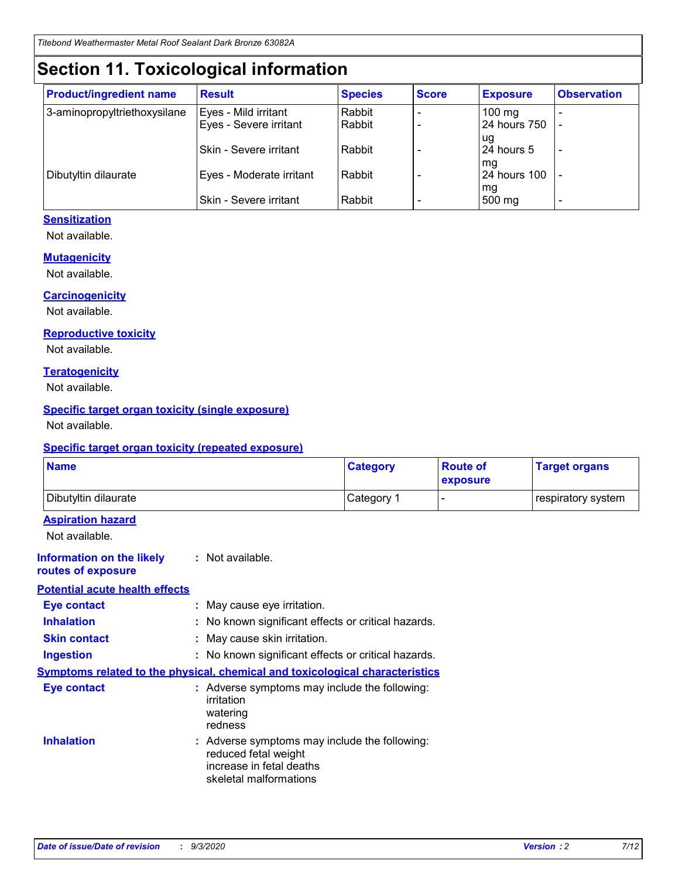# Section 11. Toxicological information

| Product/ingredient name | Result | Species | Score | Exposure | Observation |
| --- | --- | --- | --- | --- | --- |
| 3-aminopropyltriethoxysilane | Eyes - Mild irritant | Rabbit | - | 100 mg | - |
| | Eyes - Severe irritant | Rabbit | - | 24 hours 750 ug | - |
| | Skin - Severe irritant | Rabbit | - | 24 hours 5 mg | - |
| Dibutyltin dilaurate | Eyes - Moderate irritant | Rabbit | - | 24 hours 100 mg | - |
| | Skin - Severe irritant | Rabbit | - | 500 mg | - |

### Sensitization

Not available.

### Mutagenicity

Not available.

### Carcinogenicity

Not available.

### Reproductive toxicity

Not available.

### Teratogenicity

Not available.

### Specific target organ toxicity (single exposure)

Not available.

### Specific target organ toxicity (repeated exposure)

| Name | Category | Route of exposure | Target organs |
| --- | --- | --- | --- |
| Dibutyltin dilaurate | Category 1 | - | respiratory system |

### Aspiration hazard

Not available.

**Information on the likely routes of exposure** : Not available.

### Potential acute health effects

**Eye contact** : May cause eye irritation.

**Inhalation** : No known significant effects or critical hazards.

**Skin contact** : May cause skin irritation.

**Ingestion** : No known significant effects or critical hazards.

### Symptoms related to the physical, chemical and toxicological characteristics

**Eye contact** : Adverse symptoms may include the following:
irritation
watering
redness

**Inhalation** : Adverse symptoms may include the following:
reduced fetal weight
increase in fetal deaths
skeletal malformations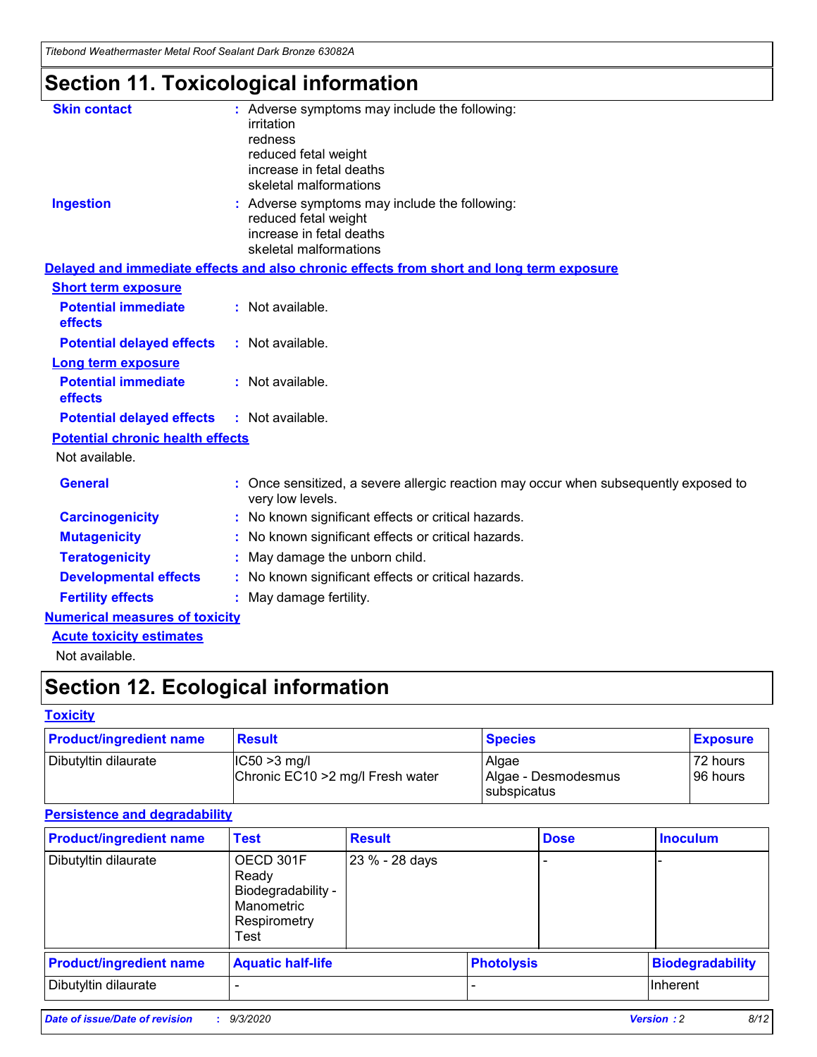# Section 11. Toxicological information

**Skin contact** : Adverse symptoms may include the following:
irritation
redness
reduced fetal weight
increase in fetal deaths
skeletal malformations

**Ingestion** : Adverse symptoms may include the following:
reduced fetal weight
increase in fetal deaths
skeletal malformations

**Delayed and immediate effects and also chronic effects from short and long term exposure**

**Short term exposure**

**Potential immediate effects** : Not available.

**Potential delayed effects** : Not available.

**Long term exposure**

**Potential immediate effects** : Not available.

**Potential delayed effects** : Not available.

**Potential chronic health effects**

Not available.

**General** : Once sensitized, a severe allergic reaction may occur when subsequently exposed to very low levels.

**Carcinogenicity** : No known significant effects or critical hazards.

**Mutagenicity** : No known significant effects or critical hazards.

**Teratogenicity** : May damage the unborn child.

**Developmental effects** : No known significant effects or critical hazards.

**Fertility effects** : May damage fertility.

**Numerical measures of toxicity**

**Acute toxicity estimates**

Not available.

# Section 12. Ecological information

**Toxicity**

| Product/ingredient name | Result | Species | Exposure |
|---|---|---|---|
| Dibutyltin dilaurate | IC50 >3 mg/l<br>Chronic EC10 >2 mg/l Fresh water | Algae<br>Algae - Desmodesmus subspicatus | 72 hours<br>96 hours |

**Persistence and degradability**

| Product/ingredient name | Test | Result | Dose | Inoculum |
|---|---|---|---|---|
| Dibutyltin dilaurate | OECD 301F Ready Biodegradability - Manometric Respirometry Test | 23 % - 28 days | - | - |

| Product/ingredient name | Aquatic half-life | Photolysis | Biodegradability |
|---|---|---|---|
| Dibutyltin dilaurate | - | - | Inherent |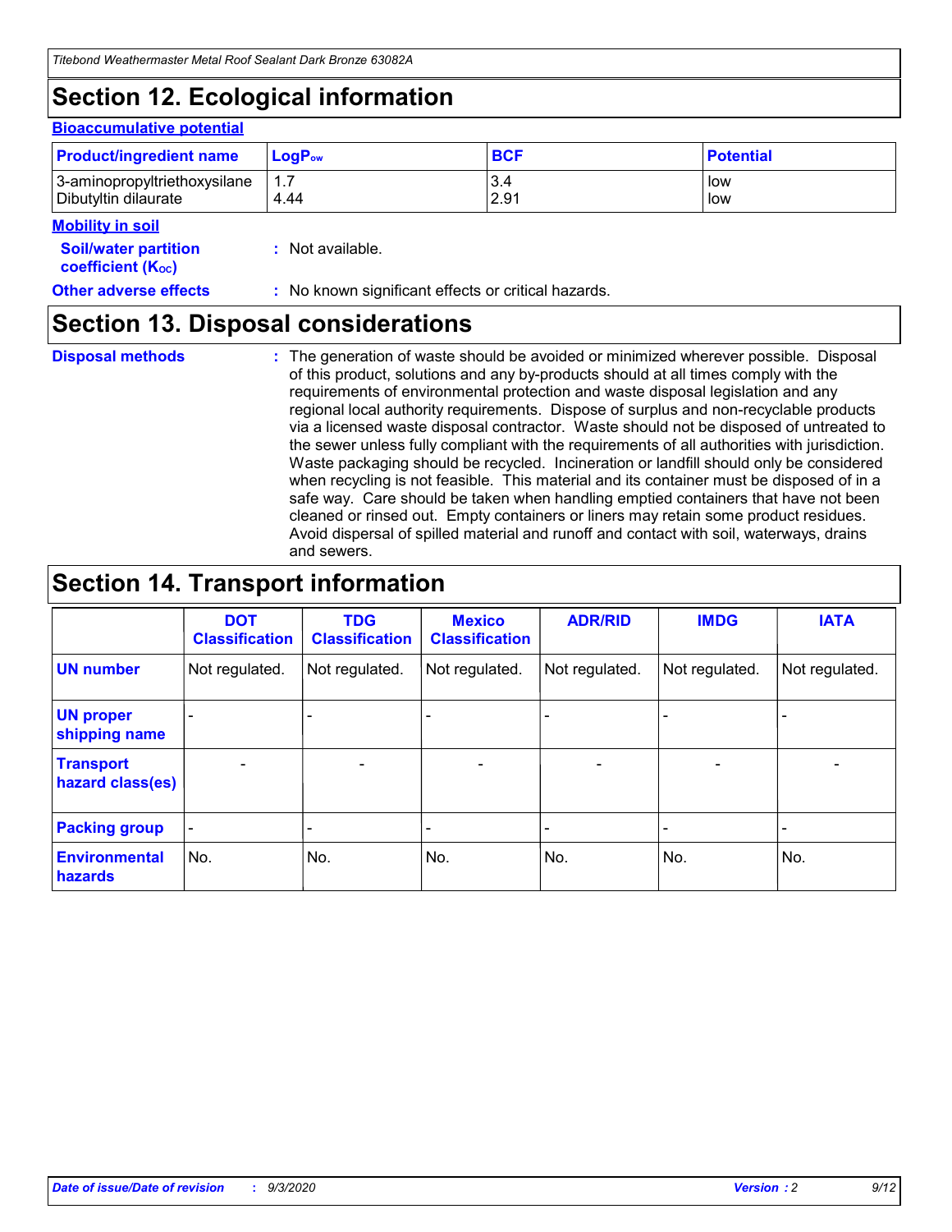# Section 12. Ecological information

**Bioaccumulative potential**

| Product/ingredient name | $LogP_{ow}$ | BCF | Potential |
|---|---|---|---|
| 3-aminopropyltriethoxysilane | 1.7 | 3.4 | low |
| Dibutyltin dilaurate | 4.44 | 2.91 | low |

**Mobility in soil**

**Soil/water partition coefficient ($K_{OC}$)** : Not available.

**Other adverse effects** : No known significant effects or critical hazards.

# Section 13. Disposal considerations

**Disposal methods** : The generation of waste should be avoided or minimized wherever possible. Disposal of this product, solutions and any by-products should at all times comply with the requirements of environmental protection and waste disposal legislation and any regional local authority requirements. Dispose of surplus and non-recyclable products via a licensed waste disposal contractor. Waste should not be disposed of untreated to the sewer unless fully compliant with the requirements of all authorities with jurisdiction. Waste packaging should be recycled. Incineration or landfill should only be considered when recycling is not feasible. This material and its container must be disposed of in a safe way. Care should be taken when handling emptied containers that have not been cleaned or rinsed out. Empty containers or liners may retain some product residues. Avoid dispersal of spilled material and runoff and contact with soil, waterways, drains and sewers.

# Section 14. Transport information

| | DOT Classification | TDG Classification | Mexico Classification | ADR/RID | IMDG | IATA |
|---|---|---|---|---|---|---|
| UN number | Not regulated. | Not regulated. | Not regulated. | Not regulated. | Not regulated. | Not regulated. |
| UN proper shipping name | - | - | - | - | - | - |
| Transport hazard class(es) | - | - | - | - | - | - |
| Packing group | - | - | - | - | - | - |
| Environmental hazards | No. | No. | No. | No. | No. | No. |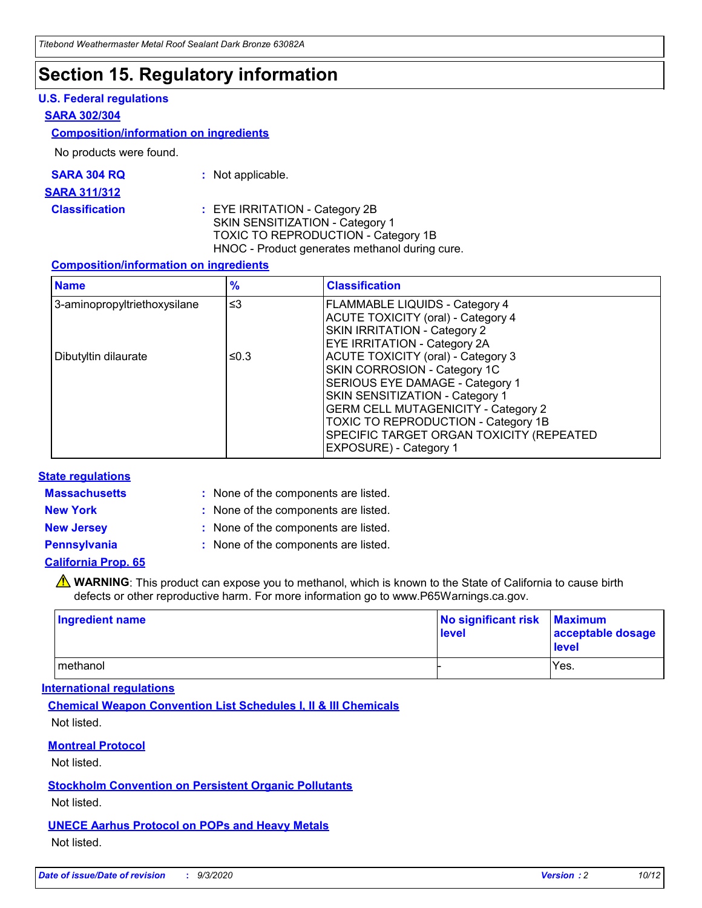# Section 15. Regulatory information

### U.S. Federal regulations

**SARA 302/304**

**Composition/information on ingredients**

No products were found.

**SARA 304 RQ** : Not applicable.

**SARA 311/312**

**Classification** : EYE IRRITATION - Category 2B
SKIN SENSITIZATION - Category 1
TOXIC TO REPRODUCTION - Category 1B
HNOC - Product generates methanol during cure.

**Composition/information on ingredients**

| Name | % | Classification |
|---|---|---|
| 3-aminopropyltriethoxysilane | ≤3 | FLAMMABLE LIQUIDS - Category 4<br>ACUTE TOXICITY (oral) - Category 4<br>SKIN IRRITATION - Category 2<br>EYE IRRITATION - Category 2A |
| Dibutyltin dilaurate | ≤0.3 | ACUTE TOXICITY (oral) - Category 3<br>SKIN CORROSION - Category 1C<br>SERIOUS EYE DAMAGE - Category 1<br>SKIN SENSITIZATION - Category 1<br>GERM CELL MUTAGENICITY - Category 2<br>TOXIC TO REPRODUCTION - Category 1B<br>SPECIFIC TARGET ORGAN TOXICITY (REPEATED EXPOSURE) - Category 1 |

### State regulations

**Massachusetts** : None of the components are listed.

**New York** : None of the components are listed.

**New Jersey** : None of the components are listed.

**Pennsylvania** : None of the components are listed.

**California Prop. 65**

⚠ **WARNING**: This product can expose you to methanol, which is known to the State of California to cause birth defects or other reproductive harm. For more information go to www.P65Warnings.ca.gov.

| Ingredient name | No significant risk level | Maximum acceptable dosage level |
|---|---|---|
| methanol | - | Yes. |

### International regulations

**Chemical Weapon Convention List Schedules I, II & III Chemicals**

Not listed.

**Montreal Protocol**

Not listed.

**Stockholm Convention on Persistent Organic Pollutants**

Not listed.

**UNECE Aarhus Protocol on POPs and Heavy Metals**

Not listed.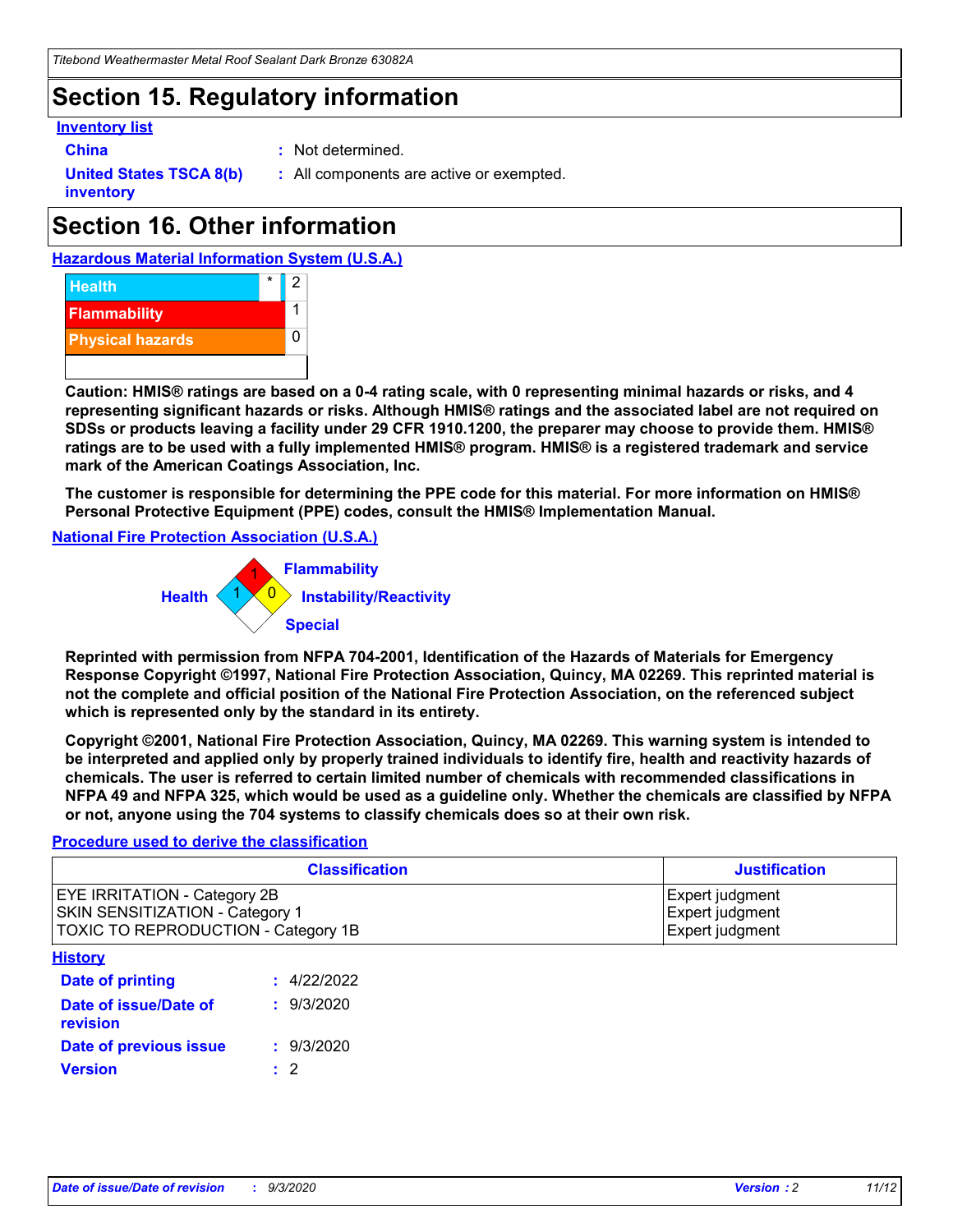## Section 15. Regulatory information

### Inventory list

**China** : Not determined.

**United States TSCA 8(b) inventory** : All components are active or exempted.

## Section 16. Other information

### Hazardous Material Information System (U.S.A.)

| | | |
|---|---|---|
| Health | * | 2 |
| Flammability | | 1 |
| Physical hazards | | 0 |

**Caution: HMIS® ratings are based on a 0-4 rating scale, with 0 representing minimal hazards or risks, and 4 representing significant hazards or risks. Although HMIS® ratings and the associated label are not required on SDSs or products leaving a facility under 29 CFR 1910.1200, the preparer may choose to provide them. HMIS® ratings are to be used with a fully implemented HMIS® program. HMIS® is a registered trademark and service mark of the American Coatings Association, Inc.**

**The customer is responsible for determining the PPE code for this material. For more information on HMIS® Personal Protective Equipment (PPE) codes, consult the HMIS® Implementation Manual.**

### National Fire Protection Association (U.S.A.)

Flammability: 1
Health: 1
Instability/Reactivity: 0
Special:

**Reprinted with permission from NFPA 704-2001, Identification of the Hazards of Materials for Emergency Response Copyright ©1997, National Fire Protection Association, Quincy, MA 02269. This reprinted material is not the complete and official position of the National Fire Protection Association, on the referenced subject which is represented only by the standard in its entirety.**

**Copyright ©2001, National Fire Protection Association, Quincy, MA 02269. This warning system is intended to be interpreted and applied only by properly trained individuals to identify fire, health and reactivity hazards of chemicals. The user is referred to certain limited number of chemicals with recommended classifications in NFPA 49 and NFPA 325, which would be used as a guideline only. Whether the chemicals are classified by NFPA or not, anyone using the 704 systems to classify chemicals does so at their own risk.**

### Procedure used to derive the classification

| Classification | Justification |
|---|---|
| EYE IRRITATION - Category 2B | Expert judgment |
| SKIN SENSITIZATION - Category 1 | Expert judgment |
| TOXIC TO REPRODUCTION - Category 1B | Expert judgment |

### History

**Date of printing** : 4/22/2022

**Date of issue/Date of revision** : 9/3/2020

**Date of previous issue** : 9/3/2020

**Version** : 2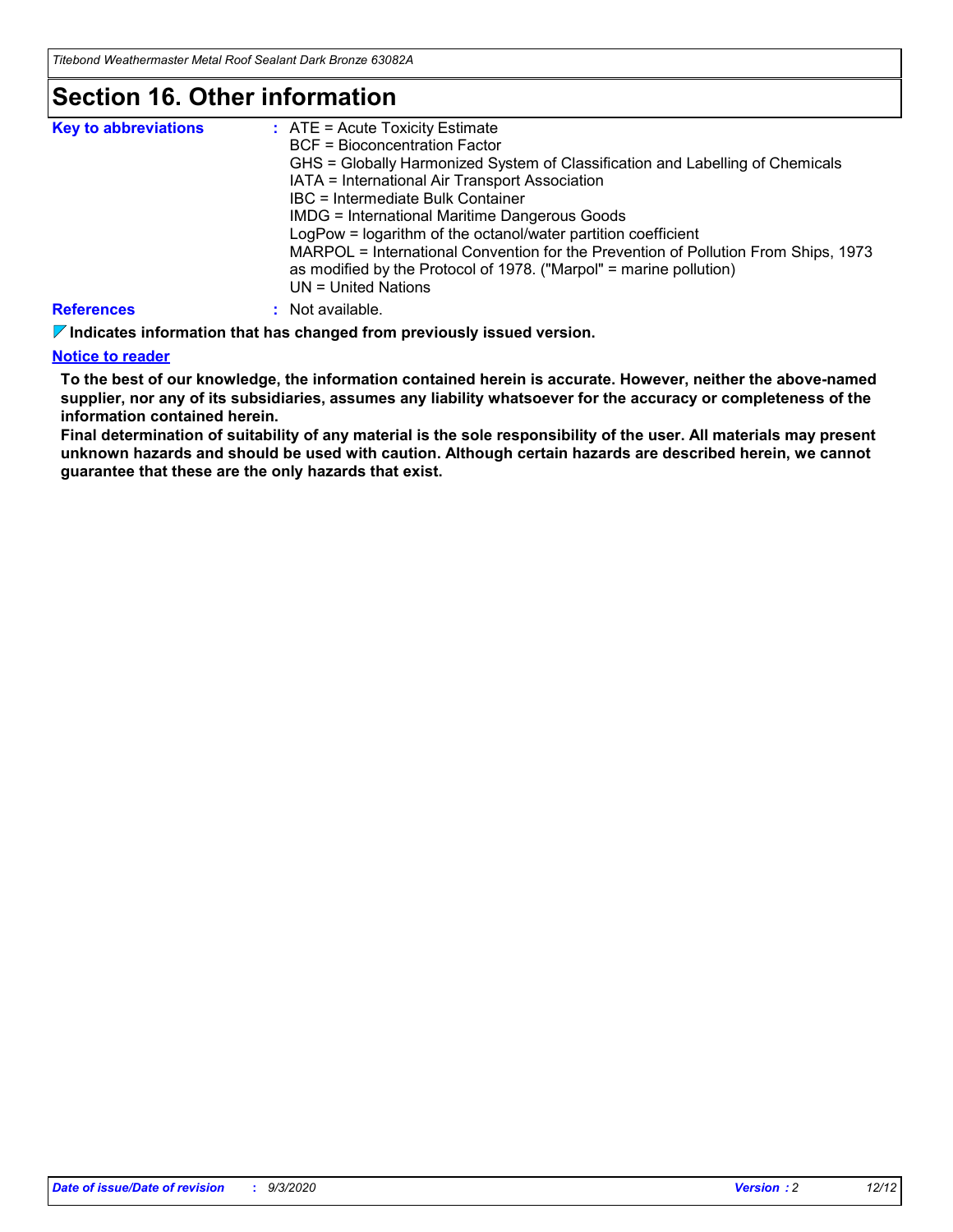## Section 16. Other information

| | |
|---|---|
| **Key to abbreviations** | ATE = Acute Toxicity Estimate<br>BCF = Bioconcentration Factor<br>GHS = Globally Harmonized System of Classification and Labelling of Chemicals<br>IATA = International Air Transport Association<br>IBC = Intermediate Bulk Container<br>IMDG = International Maritime Dangerous Goods<br>LogPow = logarithm of the octanol/water partition coefficient<br>MARPOL = International Convention for the Prevention of Pollution From Ships, 1973 as modified by the Protocol of 1978. ("Marpol" = marine pollution)<br>UN = United Nations |
| **References** | Not available. |

**Indicates information that has changed from previously issued version.**

**Notice to reader**

**To the best of our knowledge, the information contained herein is accurate. However, neither the above-named supplier, nor any of its subsidiaries, assumes any liability whatsoever for the accuracy or completeness of the information contained herein.**

**Final determination of suitability of any material is the sole responsibility of the user. All materials may present unknown hazards and should be used with caution. Although certain hazards are described herein, we cannot guarantee that these are the only hazards that exist.**